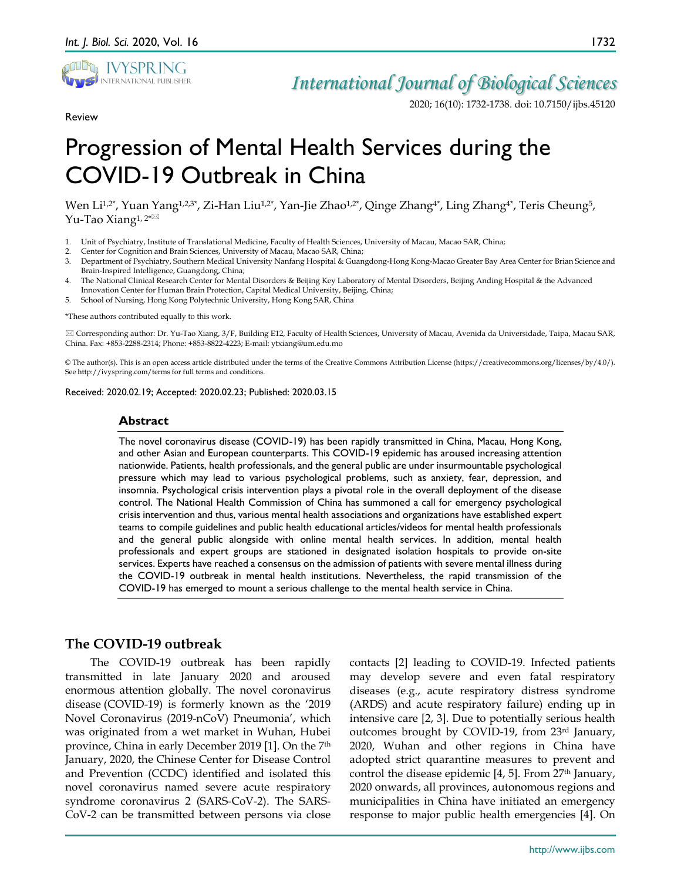Review

# Progression of Mental Health Services during the COVID-19 Outbreak in China

Wen Li[1,2*], Yuan Yang[1,2,3*], Zi-Han Liu[1,2*], Yan-Jie Zhao[1,2*], Qinge Zhang[4*], Ling Zhang[4*], Teris Cheung[5], Yu-Tao Xiang[1, 2*✉]

1. Unit of Psychiatry, Institute of Translational Medicine, Faculty of Health Sciences, University of Macau, Macao SAR, China;
2. Center for Cognition and Brain Sciences, University of Macau, Macao SAR, China;
3. Department of Psychiatry, Southern Medical University Nanfang Hospital & Guangdong-Hong Kong-Macao Greater Bay Area Center for Brian Science and Brain-Inspired Intelligence, Guangdong, China;
4. The National Clinical Research Center for Mental Disorders & Beijing Key Laboratory of Mental Disorders, Beijing Anding Hospital & the Advanced Innovation Center for Human Brain Protection, Capital Medical University, Beijing, China;
5. School of Nursing, Hong Kong Polytechnic University, Hong Kong SAR, China

*These authors contributed equally to this work.

✉ Corresponding author: Dr. Yu-Tao Xiang, 3/F, Building E12, Faculty of Health Sciences, University of Macau, Avenida da Universidade, Taipa, Macau SAR, China. Fax: +853-2288-2314; Phone: +853-8822-4223; E-mail: ytxiang@um.edu.mo

© The author(s). This is an open access article distributed under the terms of the Creative Commons Attribution License (https://creativecommons.org/licenses/by/4.0/). See http://ivyspring.com/terms for full terms and conditions.

Received: 2020.02.19; Accepted: 2020.02.23; Published: 2020.03.15

## Abstract

The novel coronavirus disease (COVID-19) has been rapidly transmitted in China, Macau, Hong Kong, and other Asian and European counterparts. This COVID-19 epidemic has aroused increasing attention nationwide. Patients, health professionals, and the general public are under insurmountable psychological pressure which may lead to various psychological problems, such as anxiety, fear, depression, and insomnia. Psychological crisis intervention plays a pivotal role in the overall deployment of the disease control. The National Health Commission of China has summoned a call for emergency psychological crisis intervention and thus, various mental health associations and organizations have established expert teams to compile guidelines and public health educational articles/videos for mental health professionals and the general public alongside with online mental health services. In addition, mental health professionals and expert groups are stationed in designated isolation hospitals to provide on-site services. Experts have reached a consensus on the admission of patients with severe mental illness during the COVID-19 outbreak in mental health institutions. Nevertheless, the rapid transmission of the COVID-19 has emerged to mount a serious challenge to the mental health service in China.

## The COVID-19 outbreak

The COVID-19 outbreak has been rapidly transmitted in late January 2020 and aroused enormous attention globally. The novel coronavirus disease (COVID-19) is formerly known as the '2019 Novel Coronavirus (2019-nCoV) Pneumonia', which was originated from a wet market in Wuhan, Hubei province, China in early December 2019 [1]. On the 7th January, 2020, the Chinese Center for Disease Control and Prevention (CCDC) identified and isolated this novel coronavirus named severe acute respiratory syndrome coronavirus 2 (SARS-CoV-2). The SARS-CoV-2 can be transmitted between persons via close contacts [2] leading to COVID-19. Infected patients may develop severe and even fatal respiratory diseases (e.g., acute respiratory distress syndrome (ARDS) and acute respiratory failure) ending up in intensive care [2, 3]. Due to potentially serious health outcomes brought by COVID-19, from 23rd January, 2020, Wuhan and other regions in China have adopted strict quarantine measures to prevent and control the disease epidemic [4, 5]. From 27th January, 2020 onwards, all provinces, autonomous regions and municipalities in China have initiated an emergency response to major public health emergencies [4]. On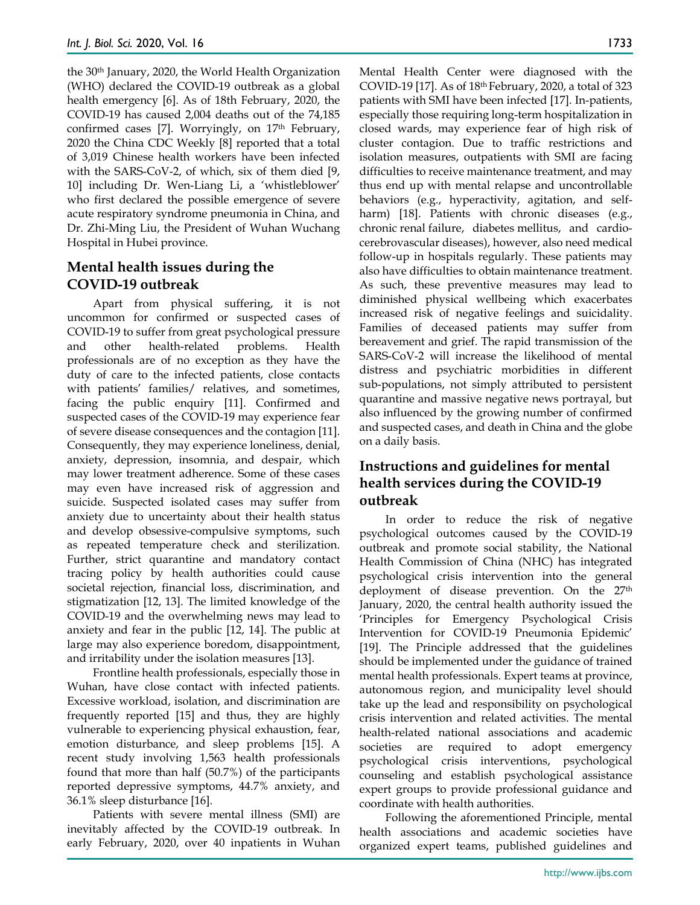the 30th January, 2020, the World Health Organization (WHO) declared the COVID-19 outbreak as a global health emergency [6]. As of 18th February, 2020, the COVID-19 has caused 2,004 deaths out of the 74,185 confirmed cases [7]. Worryingly, on 17th February, 2020 the China CDC Weekly [8] reported that a total of 3,019 Chinese health workers have been infected with the SARS-CoV-2, of which, six of them died [9, 10] including Dr. Wen-Liang Li, a 'whistleblower' who first declared the possible emergence of severe acute respiratory syndrome pneumonia in China, and Dr. Zhi-Ming Liu, the President of Wuhan Wuchang Hospital in Hubei province.

## Mental health issues during the COVID-19 outbreak

Apart from physical suffering, it is not uncommon for confirmed or suspected cases of COVID-19 to suffer from great psychological pressure and other health-related problems. Health professionals are of no exception as they have the duty of care to the infected patients, close contacts with patients' families/ relatives, and sometimes, facing the public enquiry [11]. Confirmed and suspected cases of the COVID-19 may experience fear of severe disease consequences and the contagion [11]. Consequently, they may experience loneliness, denial, anxiety, depression, insomnia, and despair, which may lower treatment adherence. Some of these cases may even have increased risk of aggression and suicide. Suspected isolated cases may suffer from anxiety due to uncertainty about their health status and develop obsessive-compulsive symptoms, such as repeated temperature check and sterilization. Further, strict quarantine and mandatory contact tracing policy by health authorities could cause societal rejection, financial loss, discrimination, and stigmatization [12, 13]. The limited knowledge of the COVID-19 and the overwhelming news may lead to anxiety and fear in the public [12, 14]. The public at large may also experience boredom, disappointment, and irritability under the isolation measures [13].

Frontline health professionals, especially those in Wuhan, have close contact with infected patients. Excessive workload, isolation, and discrimination are frequently reported [15] and thus, they are highly vulnerable to experiencing physical exhaustion, fear, emotion disturbance, and sleep problems [15]. A recent study involving 1,563 health professionals found that more than half (50.7%) of the participants reported depressive symptoms, 44.7% anxiety, and 36.1% sleep disturbance [16].

Patients with severe mental illness (SMI) are inevitably affected by the COVID-19 outbreak. In early February, 2020, over 40 inpatients in Wuhan Mental Health Center were diagnosed with the COVID-19 [17]. As of 18th February, 2020, a total of 323 patients with SMI have been infected [17]. In-patients, especially those requiring long-term hospitalization in closed wards, may experience fear of high risk of cluster contagion. Due to traffic restrictions and isolation measures, outpatients with SMI are facing difficulties to receive maintenance treatment, and may thus end up with mental relapse and uncontrollable behaviors (e.g., hyperactivity, agitation, and self-harm) [18]. Patients with chronic diseases (e.g., chronic renal failure, diabetes mellitus, and cardio-cerebrovascular diseases), however, also need medical follow-up in hospitals regularly. These patients may also have difficulties to obtain maintenance treatment. As such, these preventive measures may lead to diminished physical wellbeing which exacerbates increased risk of negative feelings and suicidality. Families of deceased patients may suffer from bereavement and grief. The rapid transmission of the SARS-CoV-2 will increase the likelihood of mental distress and psychiatric morbidities in different sub-populations, not simply attributed to persistent quarantine and massive negative news portrayal, but also influenced by the growing number of confirmed and suspected cases, and death in China and the globe on a daily basis.

## Instructions and guidelines for mental health services during the COVID-19 outbreak

In order to reduce the risk of negative psychological outcomes caused by the COVID-19 outbreak and promote social stability, the National Health Commission of China (NHC) has integrated psychological crisis intervention into the general deployment of disease prevention. On the 27th January, 2020, the central health authority issued the 'Principles for Emergency Psychological Crisis Intervention for COVID-19 Pneumonia Epidemic' [19]. The Principle addressed that the guidelines should be implemented under the guidance of trained mental health professionals. Expert teams at province, autonomous region, and municipality level should take up the lead and responsibility on psychological crisis intervention and related activities. The mental health-related national associations and academic societies are required to adopt emergency psychological crisis interventions, psychological counseling and establish psychological assistance expert groups to provide professional guidance and coordinate with health authorities.

Following the aforementioned Principle, mental health associations and academic societies have organized expert teams, published guidelines and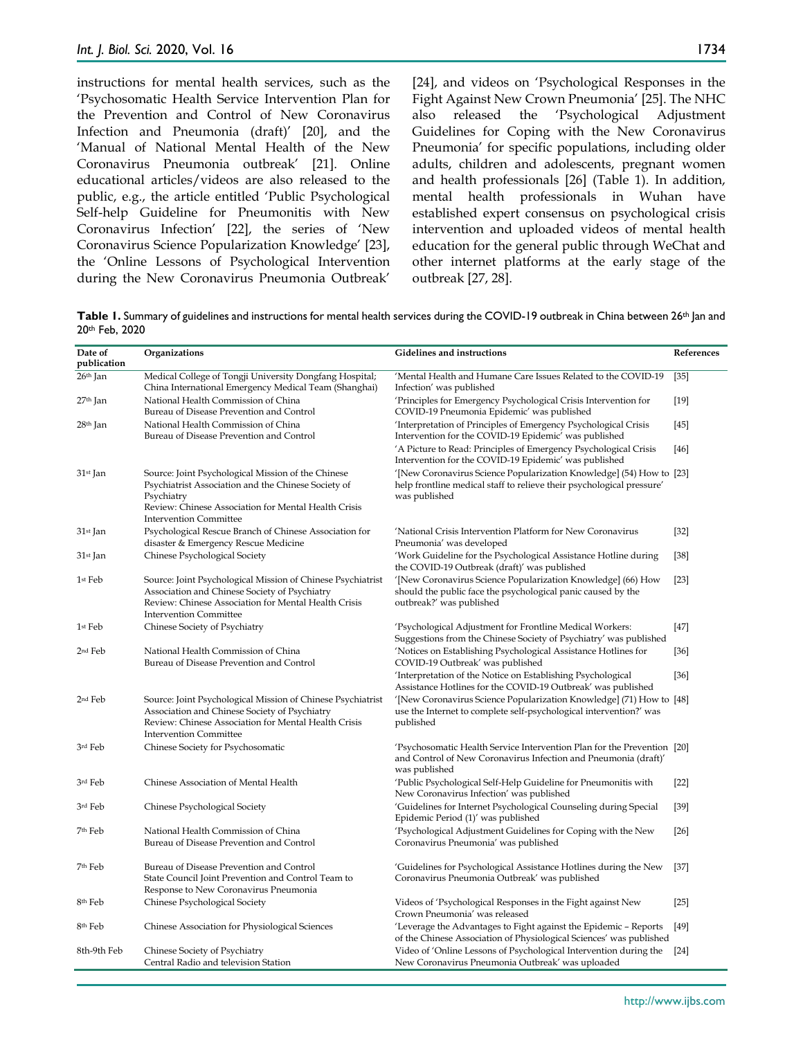instructions for mental health services, such as the 'Psychosomatic Health Service Intervention Plan for the Prevention and Control of New Coronavirus Infection and Pneumonia (draft)' [20], and the 'Manual of National Mental Health of the New Coronavirus Pneumonia outbreak' [21]. Online educational articles/videos are also released to the public, e.g., the article entitled 'Public Psychological Self-help Guideline for Pneumonitis with New Coronavirus Infection' [22], the series of 'New Coronavirus Science Popularization Knowledge' [23], the 'Online Lessons of Psychological Intervention during the New Coronavirus Pneumonia Outbreak' [24], and videos on 'Psychological Responses in the Fight Against New Crown Pneumonia' [25]. The NHC also released the 'Psychological Adjustment Guidelines for Coping with the New Coronavirus Pneumonia' for specific populations, including older adults, children and adolescents, pregnant women and health professionals [26] (Table 1). In addition, mental health professionals in Wuhan have established expert consensus on psychological crisis intervention and uploaded videos of mental health education for the general public through WeChat and other internet platforms at the early stage of the outbreak [27, 28].

**Table 1.** Summary of guidelines and instructions for mental health services during the COVID-19 outbreak in China between 26th Jan and 20th Feb, 2020

| Date of publication | Organizations | Gidelines and instructions | References |
|---|---|---|---|
| 26th Jan | Medical College of Tongji University Dongfang Hospital; China International Emergency Medical Team (Shanghai) | 'Mental Health and Humane Care Issues Related to the COVID-19 Infection' was published | [35] |
| 27th Jan | National Health Commission of China Bureau of Disease Prevention and Control | 'Principles for Emergency Psychological Crisis Intervention for COVID-19 Pneumonia Epidemic' was published | [19] |
| 28th Jan | National Health Commission of China Bureau of Disease Prevention and Control | 'Interpretation of Principles of Emergency Psychological Crisis Intervention for the COVID-19 Epidemic' was published | [45] |
| | | 'A Picture to Read: Principles of Emergency Psychological Crisis Intervention for the COVID-19 Epidemic' was published | [46] |
| 31st Jan | Source: Joint Psychological Mission of the Chinese Psychiatrist Association and the Chinese Society of Psychiatry Review: Chinese Association for Mental Health Crisis Intervention Committee | '[New Coronavirus Science Popularization Knowledge] (54) How to help frontline medical staff to relieve their psychological pressure' was published | [23] |
| 31st Jan | Psychological Rescue Branch of Chinese Association for disaster & Emergency Rescue Medicine | 'National Crisis Intervention Platform for New Coronavirus Pneumonia' was developed | [32] |
| 31st Jan | Chinese Psychological Society | 'Work Guideline for the Psychological Assistance Hotline during the COVID-19 Outbreak (draft)' was published | [38] |
| 1st Feb | Source: Joint Psychological Mission of Chinese Psychiatrist Association and Chinese Society of Psychiatry Review: Chinese Association for Mental Health Crisis Intervention Committee | '[New Coronavirus Science Popularization Knowledge] (66) How should the public face the psychological panic caused by the outbreak?' was published | [23] |
| 1st Feb | Chinese Society of Psychiatry | 'Psychological Adjustment for Frontline Medical Workers: Suggestions from the Chinese Society of Psychiatry' was published | [47] |
| 2nd Feb | National Health Commission of China Bureau of Disease Prevention and Control | 'Notices on Establishing Psychological Assistance Hotlines for COVID-19 Outbreak' was published | [36] |
| | | 'Interpretation of the Notice on Establishing Psychological Assistance Hotlines for the COVID-19 Outbreak' was published | [36] |
| 2nd Feb | Source: Joint Psychological Mission of Chinese Psychiatrist Association and Chinese Society of Psychiatry Review: Chinese Association for Mental Health Crisis Intervention Committee | '[New Coronavirus Science Popularization Knowledge] (71) How to use the Internet to complete self-psychological intervention?' was published | [48] |
| 3rd Feb | Chinese Society for Psychosomatic | 'Psychosomatic Health Service Intervention Plan for the Prevention and Control of New Coronavirus Infection and Pneumonia (draft)' was published | [20] |
| 3rd Feb | Chinese Association of Mental Health | 'Public Psychological Self-Help Guideline for Pneumonitis with New Coronavirus Infection' was published | [22] |
| 3rd Feb | Chinese Psychological Society | 'Guidelines for Internet Psychological Counseling during Special Epidemic Period (1)' was published | [39] |
| 7th Feb | National Health Commission of China Bureau of Disease Prevention and Control | 'Psychological Adjustment Guidelines for Coping with the New Coronavirus Pneumonia' was published | [26] |
| 7th Feb | Bureau of Disease Prevention and Control State Council Joint Prevention and Control Team to Response to New Coronavirus Pneumonia | 'Guidelines for Psychological Assistance Hotlines during the New Coronavirus Pneumonia Outbreak' was published | [37] |
| 8th Feb | Chinese Psychological Society | Videos of 'Psychological Responses in the Fight against New Crown Pneumonia' was released | [25] |
| 8th Feb | Chinese Association for Physiological Sciences | 'Leverage the Advantages to Fight against the Epidemic – Reports of the Chinese Association of Physiological Sciences' was published | [49] |
| 8th-9th Feb | Chinese Society of Psychiatry Central Radio and television Station | Video of 'Online Lessons of Psychological Intervention during the New Coronavirus Pneumonia Outbreak' was uploaded | [24] |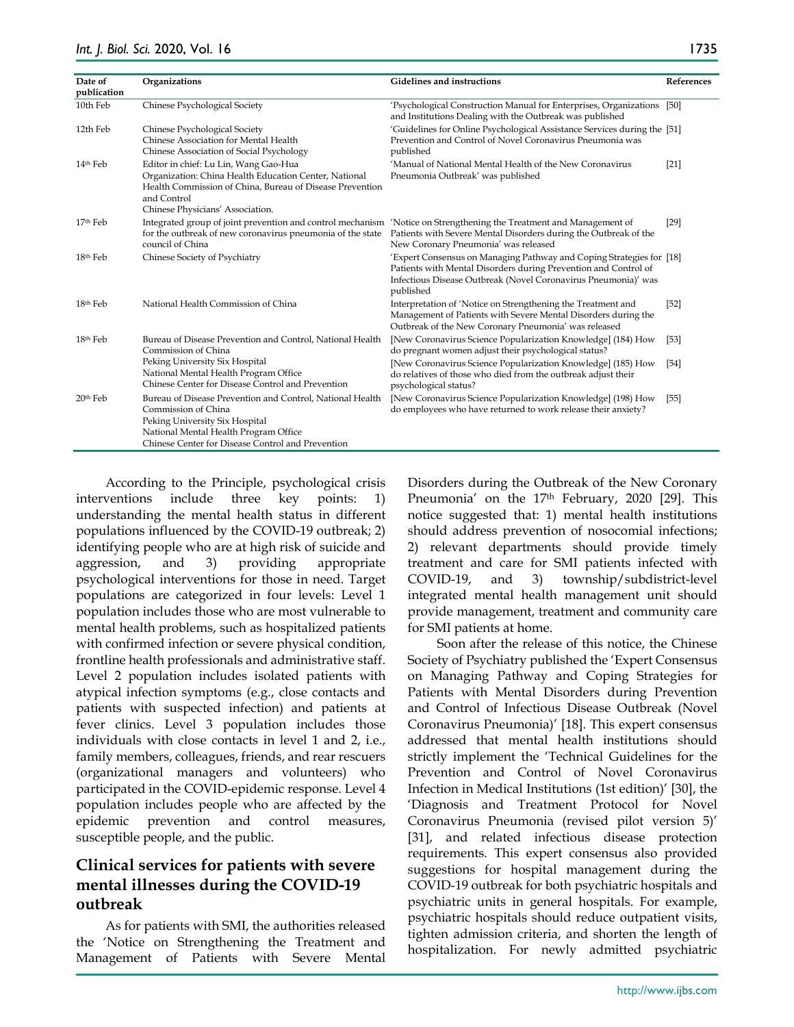| Date of publication | Organizations | Gidelines and instructions | References |
|---|---|---|---|
| 10th Feb | Chinese Psychological Society | 'Psychological Construction Manual for Enterprises, Organizations and Institutions Dealing with the Outbreak was published | [50] |
| 12th Feb | Chinese Psychological Society<br>Chinese Association for Mental Health<br>Chinese Association of Social Psychology | 'Guidelines for Online Psychological Assistance Services during the Prevention and Control of Novel Coronavirus Pneumonia was published | [51] |
| 14th Feb | Editor in chief: Lu Lin, Wang Gao-Hua<br>Organization: China Health Education Center, National Health Commission of China, Bureau of Disease Prevention and Control<br>Chinese Physicians' Association. | 'Manual of National Mental Health of the New Coronavirus Pneumonia Outbreak' was published | [21] |
| 17th Feb | Integrated group of joint prevention and control mechanism for the outbreak of new coronavirus pneumonia of the state council of China | 'Notice on Strengthening the Treatment and Management of Patients with Severe Mental Disorders during the Outbreak of the New Coronary Pneumonia' was released | [29] |
| 18th Feb | Chinese Society of Psychiatry | 'Expert Consensus on Managing Pathway and Coping Strategies for Patients with Mental Disorders during Prevention and Control of Infectious Disease Outbreak (Novel Coronavirus Pneumonia)' was published | [18] |
| 18th Feb | National Health Commission of China | Interpretation of 'Notice on Strengthening the Treatment and Management of Patients with Severe Mental Disorders during the Outbreak of the New Coronary Pneumonia' was released | [52] |
| 18th Feb | Bureau of Disease Prevention and Control, National Health Commission of China<br>Peking University Six Hospital<br>National Mental Health Program Office<br>Chinese Center for Disease Control and Prevention | [New Coronavirus Science Popularization Knowledge] (184) How do pregnant women adjust their psychological status? | [53] |
| | | [New Coronavirus Science Popularization Knowledge] (185) How do relatives of those who died from the outbreak adjust their psychological status? | [54] |
| 20th Feb | Bureau of Disease Prevention and Control, National Health Commission of China<br>Peking University Six Hospital<br>National Mental Health Program Office<br>Chinese Center for Disease Control and Prevention | [New Coronavirus Science Popularization Knowledge] (198) How do employees who have returned to work release their anxiety? | [55] |

According to the Principle, psychological crisis interventions include three key points: 1) understanding the mental health status in different populations influenced by the COVID-19 outbreak; 2) identifying people who are at high risk of suicide and aggression, and 3) providing appropriate psychological interventions for those in need. Target populations are categorized in four levels: Level 1 population includes those who are most vulnerable to mental health problems, such as hospitalized patients with confirmed infection or severe physical condition, frontline health professionals and administrative staff. Level 2 population includes isolated patients with atypical infection symptoms (e.g., close contacts and patients with suspected infection) and patients at fever clinics. Level 3 population includes those individuals with close contacts in level 1 and 2, i.e., family members, colleagues, friends, and rear rescuers (organizational managers and volunteers) who participated in the COVID-epidemic response. Level 4 population includes people who are affected by the epidemic prevention and control measures, susceptible people, and the public.

## Clinical services for patients with severe mental illnesses during the COVID-19 outbreak

As for patients with SMI, the authorities released the 'Notice on Strengthening the Treatment and Management of Patients with Severe Mental Disorders during the Outbreak of the New Coronary Pneumonia' on the 17th February, 2020 [29]. This notice suggested that: 1) mental health institutions should address prevention of nosocomial infections; 2) relevant departments should provide timely treatment and care for SMI patients infected with COVID-19, and 3) township/subdistrict-level integrated mental health management unit should provide management, treatment and community care for SMI patients at home.

Soon after the release of this notice, the Chinese Society of Psychiatry published the 'Expert Consensus on Managing Pathway and Coping Strategies for Patients with Mental Disorders during Prevention and Control of Infectious Disease Outbreak (Novel Coronavirus Pneumonia)' [18]. This expert consensus addressed that mental health institutions should strictly implement the 'Technical Guidelines for the Prevention and Control of Novel Coronavirus Infection in Medical Institutions (1st edition)' [30], the 'Diagnosis and Treatment Protocol for Novel Coronavirus Pneumonia (revised pilot version 5)' [31], and related infectious disease protection requirements. This expert consensus also provided suggestions for hospital management during the COVID-19 outbreak for both psychiatric hospitals and psychiatric units in general hospitals. For example, psychiatric hospitals should reduce outpatient visits, tighten admission criteria, and shorten the length of hospitalization. For newly admitted psychiatric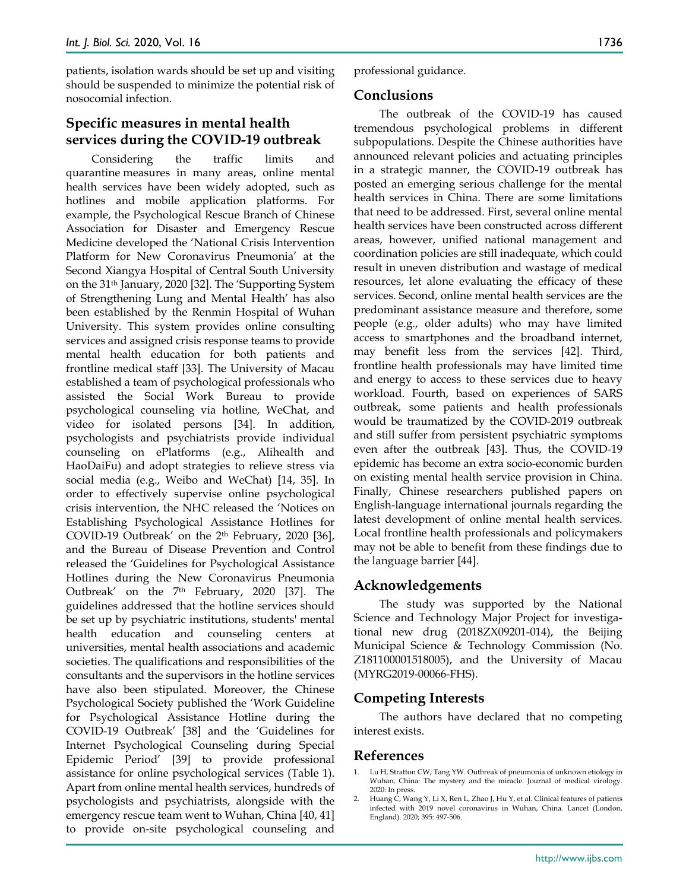patients, isolation wards should be set up and visiting should be suspended to minimize the potential risk of nosocomial infection.

## Specific measures in mental health services during the COVID-19 outbreak

Considering the traffic limits and quarantine measures in many areas, online mental health services have been widely adopted, such as hotlines and mobile application platforms. For example, the Psychological Rescue Branch of Chinese Association for Disaster and Emergency Rescue Medicine developed the 'National Crisis Intervention Platform for New Coronavirus Pneumonia' at the Second Xiangya Hospital of Central South University on the 31th January, 2020 [32]. The 'Supporting System of Strengthening Lung and Mental Health' has also been established by the Renmin Hospital of Wuhan University. This system provides online consulting services and assigned crisis response teams to provide mental health education for both patients and frontline medical staff [33]. The University of Macau established a team of psychological professionals who assisted the Social Work Bureau to provide psychological counseling via hotline, WeChat, and video for isolated persons [34]. In addition, psychologists and psychiatrists provide individual counseling on ePlatforms (e.g., Alihealth and HaoDaiFu) and adopt strategies to relieve stress via social media (e.g., Weibo and WeChat) [14, 35]. In order to effectively supervise online psychological crisis intervention, the NHC released the 'Notices on Establishing Psychological Assistance Hotlines for COVID-19 Outbreak' on the 2th February, 2020 [36], and the Bureau of Disease Prevention and Control released the 'Guidelines for Psychological Assistance Hotlines during the New Coronavirus Pneumonia Outbreak' on the 7th February, 2020 [37]. The guidelines addressed that the hotline services should be set up by psychiatric institutions, students' mental health education and counseling centers at universities, mental health associations and academic societies. The qualifications and responsibilities of the consultants and the supervisors in the hotline services have also been stipulated. Moreover, the Chinese Psychological Society published the 'Work Guideline for Psychological Assistance Hotline during the COVID-19 Outbreak' [38] and the 'Guidelines for Internet Psychological Counseling during Special Epidemic Period' [39] to provide professional assistance for online psychological services (Table 1). Apart from online mental health services, hundreds of psychologists and psychiatrists, alongside with the emergency rescue team went to Wuhan, China [40, 41] to provide on-site psychological counseling and professional guidance.

## Conclusions

The outbreak of the COVID-19 has caused tremendous psychological problems in different subpopulations. Despite the Chinese authorities have announced relevant policies and actuating principles in a strategic manner, the COVID-19 outbreak has posted an emerging serious challenge for the mental health services in China. There are some limitations that need to be addressed. First, several online mental health services have been constructed across different areas, however, unified national management and coordination policies are still inadequate, which could result in uneven distribution and wastage of medical resources, let alone evaluating the efficacy of these services. Second, online mental health services are the predominant assistance measure and therefore, some people (e.g., older adults) who may have limited access to smartphones and the broadband internet, may benefit less from the services [42]. Third, frontline health professionals may have limited time and energy to access to these services due to heavy workload. Fourth, based on experiences of SARS outbreak, some patients and health professionals would be traumatized by the COVID-2019 outbreak and still suffer from persistent psychiatric symptoms even after the outbreak [43]. Thus, the COVID-19 epidemic has become an extra socio-economic burden on existing mental health service provision in China. Finally, Chinese researchers published papers on English-language international journals regarding the latest development of online mental health services. Local frontline health professionals and policymakers may not be able to benefit from these findings due to the language barrier [44].

## Acknowledgements

The study was supported by the National Science and Technology Major Project for investigational new drug (2018ZX09201-014), the Beijing Municipal Science & Technology Commission (No. Z181100001518005), and the University of Macau (MYRG2019-00066-FHS).

## Competing Interests

The authors have declared that no competing interest exists.

## References

1. Lu H, Stratton CW, Tang YW. Outbreak of pneumonia of unknown etiology in Wuhan, China: The mystery and the miracle. Journal of medical virology. 2020: In press.
2. Huang C, Wang Y, Li X, Ren L, Zhao J, Hu Y, et al. Clinical features of patients infected with 2019 novel coronavirus in Wuhan, China. Lancet (London, England). 2020; 395: 497-506.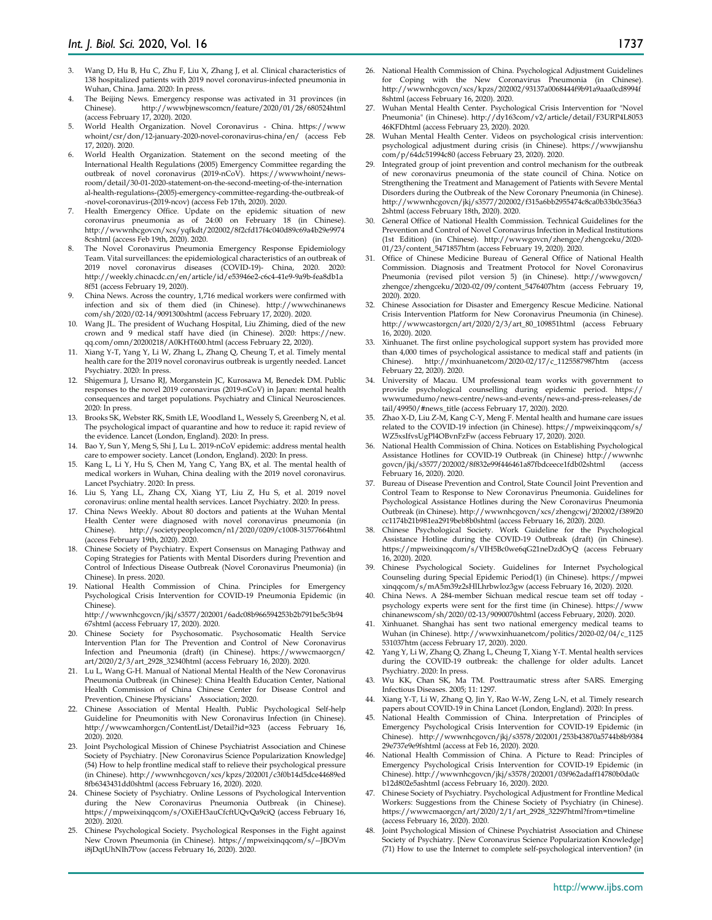3. Wang D, Hu B, Hu C, Zhu F, Liu X, Zhang J, et al. Clinical characteristics of 138 hospitalized patients with 2019 novel coronavirus-infected pneumonia in Wuhan, China. Jama. 2020: In press.
4. The Beijing News. Emergency response was activated in 31 provinces (in Chinese). http://wwwbjnewscomcn/feature/2020/01/28/680524html (access February 17, 2020). 2020.
5. World Health Organization. Novel Coronavirus - China. https://www whoint/csr/don/12-january-2020-novel-coronavirus-china/en/ (access Feb 17, 2020). 2020.
6. World Health Organization. Statement on the second meeting of the International Health Regulations (2005) Emergency Committee regarding the outbreak of novel coronavirus (2019-nCoV). https://wwwwhoint/news-room/detail/30-01-2020-statement-on-the-second-meeting-of-the-international-health-regulations-(2005)-emergency-committee-regarding-the-outbreak-of-novel-coronavirus-(2019-ncov) (access Feb 17th, 2020). 2020.
7. Health Emergency Office. Update on the epidemic situation of new coronavirus pneumonia as of 24:00 on February 18 (in Chinese). http://wwwnhcgovcn/xcs/yqfkdt/202002/8f2cfd17f4c040d89c69a4b29e99748cshtml (access Feb 19th, 2020). 2020.
8. The Novel Coronavirus Pneumonia Emergency Response Epidemiology Team. Vital surveillances: the epidemiological characteristics of an outbreak of 2019 novel coronavirus diseases (COVID-19)- China, 2020. 2020: http://weekly.chinacdc.cn/en/article/id/e53946e2-c6c4-41e9-9a9b-fea8db1a8f51 (access February 19, 2020).
9. China News. Across the country, 1,716 medical workers were confirmed with infection and six of them died (in Chinese). http://wwwchinanews com/sh/2020/02-14/9091300shtml (access February 17, 2020). 2020.
10. Wang JL. The president of Wuchang Hospital, Liu Zhiming, died of the new crown and 9 medical staff have died (in Chinese). 2020: https://new.qq.com/omn/20200218/A0KHT600.html (access February 22, 2020).
11. Xiang Y-T, Yang Y, Li W, Zhang L, Zhang Q, Cheung T, et al. Timely mental health care for the 2019 novel coronavirus outbreak is urgently needed. Lancet Psychiatry. 2020: In press.
12. Shigemura J, Ursano RJ, Morganstein JC, Kurosawa M, Benedek DM. Public responses to the novel 2019 coronavirus (2019-nCoV) in Japan: mental health consequences and target populations. Psychiatry and Clinical Neurosciences. 2020: In press.
13. Brooks SK, Webster RK, Smith LE, Woodland L, Wessely S, Greenberg N, et al. The psychological impact of quarantine and how to reduce it: rapid review of the evidence. Lancet (London, England). 2020: In press.
14. Bao Y, Sun Y, Meng S, Shi J, Lu L. 2019-nCoV epidemic: address mental health care to empower society. Lancet (London, England). 2020: In press.
15. Kang L, Li Y, Hu S, Chen M, Yang C, Yang BX, et al. The mental health of medical workers in Wuhan, China dealing with the 2019 novel coronavirus. Lancet Psychiatry. 2020: In press.
16. Liu S, Yang LL, Zhang CX, Xiang YT, Liu Z, Hu S, et al. 2019 novel coronavirus: online mental health services. Lancet Psychiatry. 2020: In press.
17. China News Weekly. About 80 doctors and patients at the Wuhan Mental Health Center were diagnosed with novel coronavirus pneumonia (in Chinese). http://societypeoplecomcn/n1/2020/0209/c1008-31577664html (access February 19th, 2020). 2020.
18. Chinese Society of Psychiatry. Expert Consensus on Managing Pathway and Coping Strategies for Patients with Mental Disorders during Prevention and Control of Infectious Disease Outbreak (Novel Coronavirus Pneumonia) (in Chinese). In press. 2020.
19. National Health Commission of China. Principles for Emergency Psychological Crisis Intervention for COVID-19 Pneumonia Epidemic (in Chinese). http://wwwnhcgovcn/jkj/s3577/202001/6adc08b966594253b2b791be5c3b9467shtml (access February 17, 2020). 2020.
20. Chinese Society for Psychosomatic. Psychosomatic Health Service Intervention Plan for The Prevention and Control of New Coronavirus Infection and Pneumonia (draft) (in Chinese). https://wwwcmaorgcn/art/2020/2/3/art_2928_32340html (access February 16, 2020). 2020.
21. Lu L, Wang G-H. Manual of National Mental Health of the New Coronavirus Pneumonia Outbreak (in Chinese): China Health Education Center, National Health Commission of China Chinese Center for Disease Control and Prevention, Chinese Physicians' Association; 2020.
22. Chinese Association of Mental Health. Public Psychological Self-help Guideline for Pneumonitis with New Coronavirus Infection (in Chinese). http://wwwcamhorgcn/ContentList/Detail?id=323 (access February 16, 2020). 2020.
23. Joint Psychological Mission of Chinese Psychiatrist Association and Chinese Society of Psychiatry. [New Coronavirus Science Popularization Knowledge] (54) How to help frontline medical staff to relieve their psychological pressure (in Chinese). http://wwwnhcgovcn/xcs/kpzs/202001/c3f0b14d5dce44689ed8fb6343431dd0shtml (access February 16, 2020). 2020.
24. Chinese Society of Psychiatry. Online Lessons of Psychological Intervention during the New Coronavirus Pneumonia Outbreak (in Chinese). https://mpweixinqqcom/s/OXiEH3auCfcftUQvQa9ciQ (access February 16, 2020). 2020.
25. Chinese Psychological Society. Psychological Responses in the Fight against New Crown Pneumonia (in Chinese). https://mpweixinqqcom/s/--JBOVmi8jDqtUhNIh7Pow (access February 16, 2020). 2020.
26. National Health Commission of China. Psychological Adjustment Guidelines for Coping with the New Coronavirus Pneumonia (in Chinese). http://wwwnhcgovcn/xcs/kpzs/202002/93137a0068444f9b91a9aaa0cd8994f8shtml (access February 16, 2020). 2020.
27. Wuhan Mental Health Center. Psychological Crisis Intervention for "Novel Pneumonia" (in Chinese). http://dy163com/v2/article/detail/F3URP4L805346KFDhtml (access February 23, 2020). 2020.
28. Wuhan Mental Health Center. Videos on psychological crisis intervention: psychological adjustment during crisis (in Chinese). https://wwwjianshu com/p/64dc51994c80 (access February 23, 2020). 2020.
29. Integrated group of joint prevention and control mechanism for the outbreak of new coronavirus pneumonia of the state council of China. Notice on Strengthening the Treatment and Management of Patients with Severe Mental Disorders during the Outbreak of the New Coronary Pneumonia (in Chinese). http://wwwnhcgovcn/jkj/s3577/202002/f315a6bb2955474c8ca0b33b0c356a32shtml (access February 18th, 2020). 2020.
30. General Office of National Health Commission. Technical Guidelines for the Prevention and Control of Novel Coronavirus Infection in Medical Institutions (1st Edition) (in Chinese). http://wwwgovcn/zhengce/zhengceku/2020-01/23/content_5471857htm (access February 19, 2020). 2020.
31. Office of Chinese Medicine Bureau of General Office of National Health Commission. Diagnosis and Treatment Protocol for Novel Coronavirus Pneumonia (revised pilot version 5) (in Chinese). http://wwwgovcn/zhengce/zhengceku/2020-02/09/content_5476407htm (access February 19, 2020). 2020.
32. Chinese Association for Disaster and Emergency Rescue Medicine. National Crisis Intervention Platform for New Coronavirus Pneumonia (in Chinese). http://wwwcastorgcn/art/2020/2/3/art_80_109851html (access February 16, 2020). 2020.
33. Xinhuanet. The first online psychological support system has provided more than 4,000 times of psychological assistance to medical staff and patients (in Chinese). http://mxinhuanetcom/2020-02/17/c_1125587987htm (access February 22, 2020). 2020.
34. University of Macau. UM professional team works with government to provide psychological counselling during epidemic period. https://wwwumedumo/news-centre/news-and-events/news-and-press-releases/detail/49950/#news_title (access February 17, 2020). 2020.
35. Zhao X-D, Liu Z-M, Kang C-Y, Meng F. Mental health and humane care issues related to the COVID-19 infection (in Chinese). https://mpweixinqqcom/s/WZ5xsIfvsUgPl4OBvnFzFw (access February 17, 2020). 2020.
36. National Health Commission of China. Notices on Establishing Psychological Assistance Hotlines for COVID-19 Outbreak (in Chinese) http://wwwnhcgovcn/jkj/s3577/202002/8f832e99f446461a87fbdceece1fdb02shtml (access February 16, 2020). 2020.
37. Bureau of Disease Prevention and Control, State Council Joint Prevention and Control Team to Response to New Coronavirus Pneumonia. Guidelines for Psychological Assistance Hotlines during the New Coronavirus Pneumonia Outbreak (in Chinese). http://wwwnhcgovcn/xcs/zhengcwj/202002/f389f20cc1174b21b981ea2919beb8b0shtml (access February 16, 2020). 2020.
38. Chinese Psychological Society. Work Guideline for the Psychological Assistance Hotline during the COVID-19 Outbreak (draft) (in Chinese). https://mpweixinqqcom/s/VIH5Bc0we6qG21neDzdOyQ (access February 16, 2020). 2020.
39. Chinese Psychological Society. Guidelines for Internet Psychological Counseling during Special Epidemic Period(1) (in Chinese). https://mpweixinqqcom/s/mA5m39z2sHILhrbwloz3gw (access February 16, 2020). 2020.
40. China News. A 284-member Sichuan medical rescue team set off today - psychology experts were sent for the first time (in Chinese). https://www chinanewscom/sh/2020/02-13/9090070shtml (access February, 2020). 2020.
41. Xinhuanet. Shanghai has sent two national emergency medical teams to Wuhan (in Chinese). http://wwwxinhuanetcom/politics/2020-02/04/c_1125531037htm (access February 17, 2020). 2020.
42. Yang Y, Li W, Zhang Q, Zhang L, Cheung T, Xiang Y-T. Mental health services during the COVID-19 outbreak: the challenge for older adults. Lancet Psychiatry. 2020: In press.
43. Wu KK, Chan SK, Ma TM. Posttraumatic stress after SARS. Emerging Infectious Diseases. 2005; 11: 1297.
44. Xiang Y-T, Li W, Zhang Q, Jin Y, Rao W-W, Zeng L-N, et al. Timely research papers about COVID-19 in China Lancet (London, England). 2020: In press.
45. National Health Commission of China. Interpretation of Principles of Emergency Psychological Crisis Intervention for COVID-19 Epidemic (in Chinese). http://wwwnhcgovcn/jkj/s3578/202001/253b43870a5744b8b938429e737e9e9fshtml (access at Feb 16, 2020). 2020.
46. National Health Commission of China. A Picture to Read: Principles of Emergency Psychological Crisis Intervention for COVID-19 Epidemic (in Chinese). http://wwwnhcgovcn/jkj/s3578/202001/03f962adaff14780b0da0cb12d802e5ashtml (access February 16, 2020). 2020.
47. Chinese Society of Psychiatry. Psychological Adjustment for Frontline Medical Workers: Suggestions from the Chinese Society of Psychiatry (in Chinese). https://wwwcmaorgcn/art/2020/2/1/art_2928_32297html?from=timeline (access February 16, 2020). 2020.
48. Joint Psychological Mission of Chinese Psychiatrist Association and Chinese Society of Psychiatry. [New Coronavirus Science Popularization Knowledge] (71) How to use the Internet to complete self-psychological intervention? (in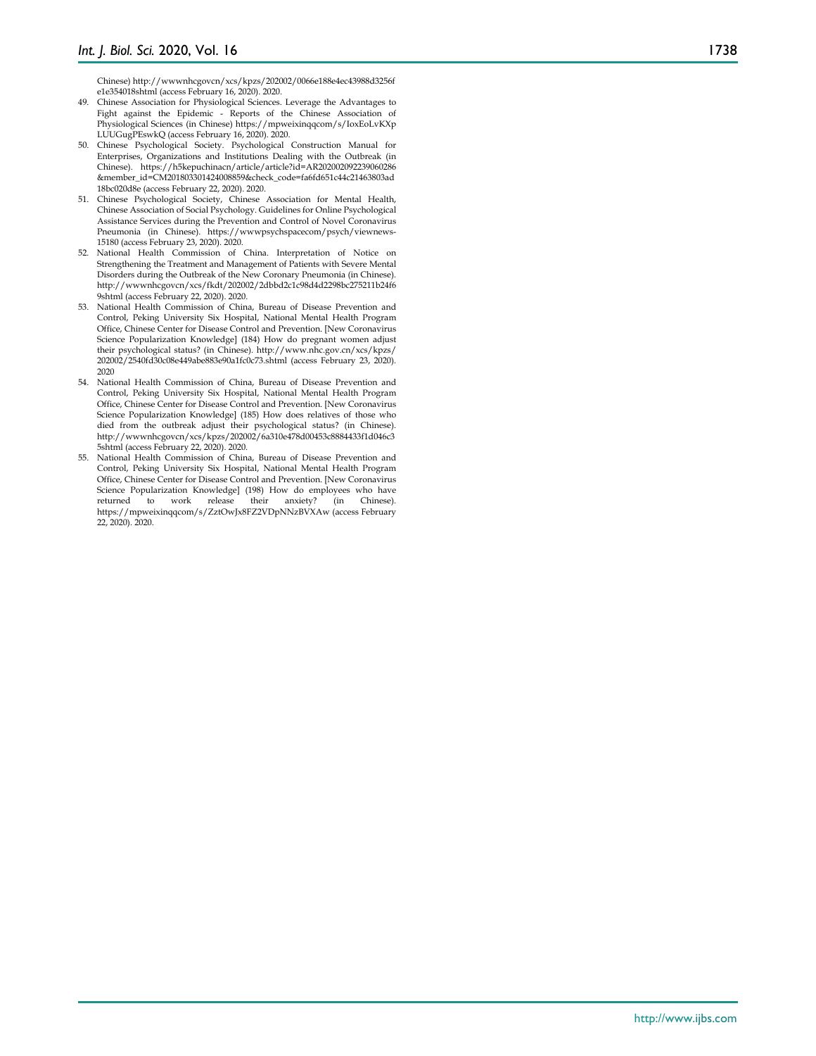Chinese) http://wwwnhcgovcn/xcs/kpzs/202002/0066e188e4ec43988d3256fe1e354018shtml (access February 16, 2020). 2020.

49. Chinese Association for Physiological Sciences. Leverage the Advantages to Fight against the Epidemic - Reports of the Chinese Association of Physiological Sciences (in Chinese) https://mpweixinqqcom/s/IoxEoLvKXpLUUGugPEswkQ (access February 16, 2020). 2020.
50. Chinese Psychological Society. Psychological Construction Manual for Enterprises, Organizations and Institutions Dealing with the Outbreak (in Chinese). https://h5kepuchinacn/article/article?id=AR202002092239060286&member_id=CM201803301424008859&check_code=fa6fd651c44c21463803ad18bc020d8e (access February 22, 2020). 2020.
51. Chinese Psychological Society, Chinese Association for Mental Health, Chinese Association of Social Psychology. Guidelines for Online Psychological Assistance Services during the Prevention and Control of Novel Coronavirus Pneumonia (in Chinese). https://wwwpsychspacecom/psych/viewnews-15180 (access February 23, 2020). 2020.
52. National Health Commission of China. Interpretation of Notice on Strengthening the Treatment and Management of Patients with Severe Mental Disorders during the Outbreak of the New Coronary Pneumonia (in Chinese). http://wwwnhcgovcn/xcs/fkdt/202002/2dbbd2c1c98d4d2298bc275211b24f69shtml (access February 22, 2020). 2020.
53. National Health Commission of China, Bureau of Disease Prevention and Control, Peking University Six Hospital, National Mental Health Program Office, Chinese Center for Disease Control and Prevention. [New Coronavirus Science Popularization Knowledge] (184) How do pregnant women adjust their psychological status? (in Chinese). http://www.nhc.gov.cn/xcs/kpzs/202002/2540fd30c08e449abe883e90a1fc0c73.shtml (access February 23, 2020). 2020
54. National Health Commission of China, Bureau of Disease Prevention and Control, Peking University Six Hospital, National Mental Health Program Office, Chinese Center for Disease Control and Prevention. [New Coronavirus Science Popularization Knowledge] (185) How does relatives of those who died from the outbreak adjust their psychological status? (in Chinese). http://wwwnhcgovcn/xcs/kpzs/202002/6a310e478d00453c8884433f1d046c35shtml (access February 22, 2020). 2020.
55. National Health Commission of China, Bureau of Disease Prevention and Control, Peking University Six Hospital, National Mental Health Program Office, Chinese Center for Disease Control and Prevention. [New Coronavirus Science Popularization Knowledge] (198) How do employees who have returned to work release their anxiety? (in Chinese). https://mpweixinqqcom/s/ZztOwJx8FZ2VDpNNzBVXAw (access February 22, 2020). 2020.